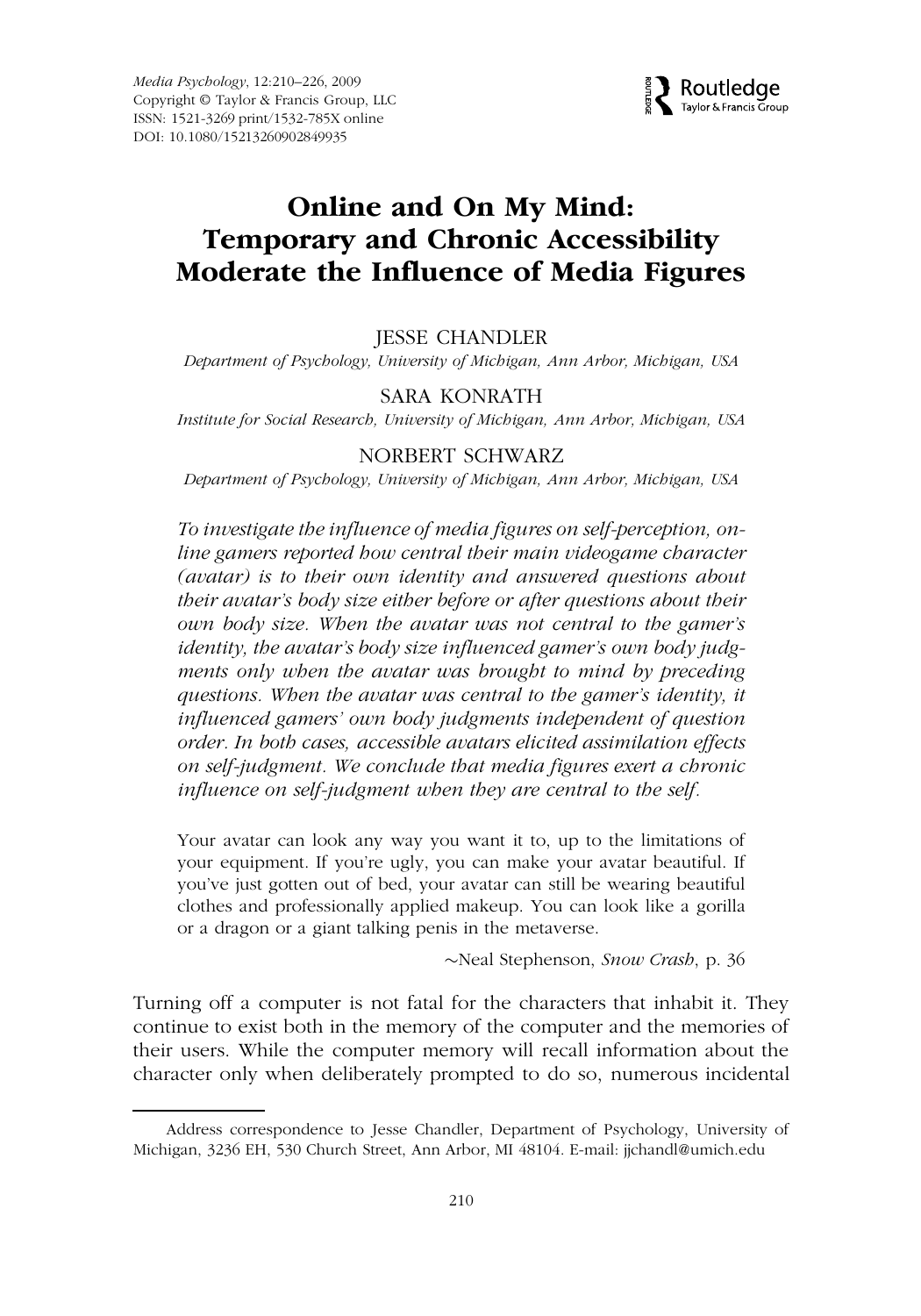# Online and On My Mind: Temporary and Chronic Accessibility Moderate the Influence of Media Figures

JESSE CHANDLER

*Department of Psychology, University of Michigan, Ann Arbor, Michigan, USA*

SARA KONRATH

*Institute for Social Research, University of Michigan, Ann Arbor, Michigan, USA*

NORBERT SCHWARZ

*Department of Psychology, University of Michigan, Ann Arbor, Michigan, USA*

*To investigate the influence of media figures on self-perception, online gamers reported how central their main videogame character (avatar) is to their own identity and answered questions about their avatar's body size either before or after questions about their own body size. When the avatar was not central to the gamer's identity, the avatar's body size influenced gamer's own body judgments only when the avatar was brought to mind by preceding questions. When the avatar was central to the gamer's identity, it influenced gamers' own body judgments independent of question order. In both cases, accessible avatars elicited assimilation effects on self-judgment. We conclude that media figures exert a chronic influence on self-judgment when they are central to the self.*

> Your avatar can look any way you want it to, up to the limitations of your equipment. If you're ugly, you can make your avatar beautiful. If you've just gotten out of bed, your avatar can still be wearing beautiful clothes and professionally applied makeup. You can look like a gorilla or a dragon or a giant talking penis in the metaverse.
>
> ~Neal Stephenson, *Snow Crash*, p. 36

Turning off a computer is not fatal for the characters that inhabit it. They continue to exist both in the memory of the computer and the memories of their users. While the computer memory will recall information about the character only when deliberately prompted to do so, numerous incidental

---

Address correspondence to Jesse Chandler, Department of Psychology, University of Michigan, 3236 EH, 530 Church Street, Ann Arbor, MI 48104. E-mail: jjchandl@umich.edu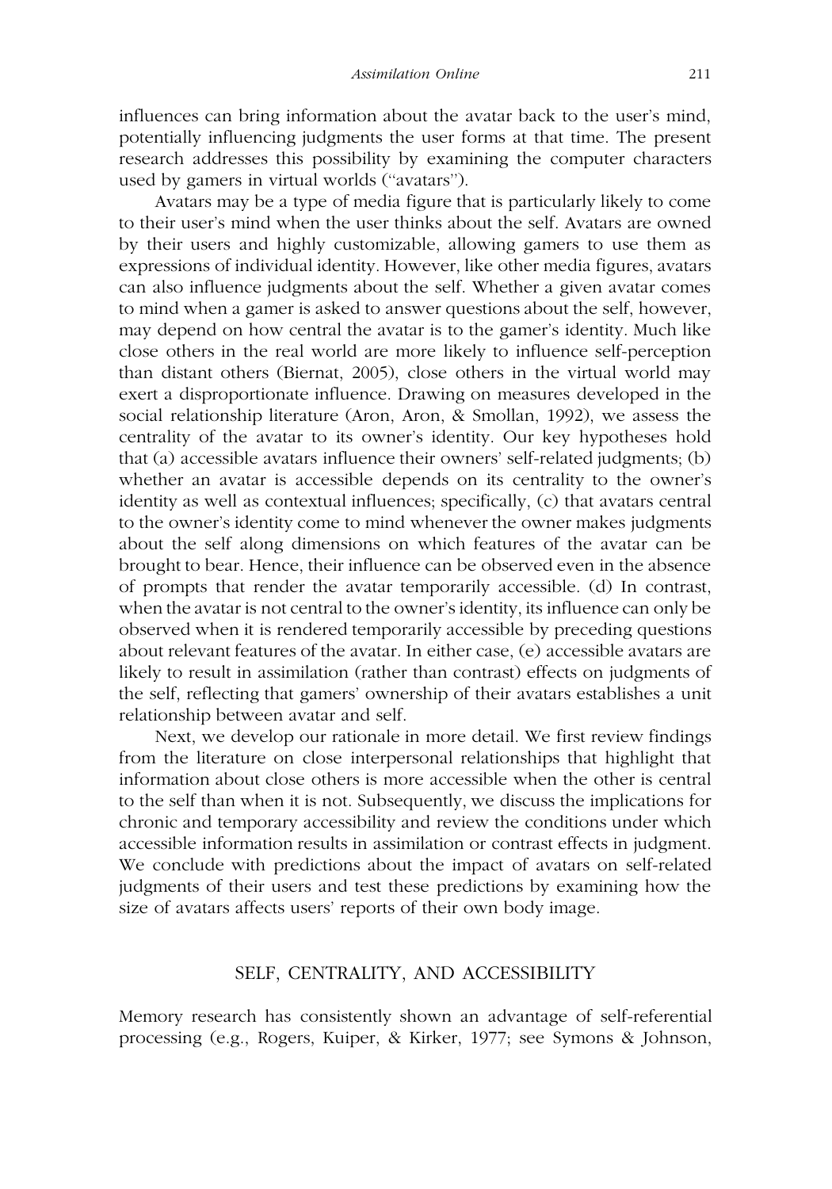influences can bring information about the avatar back to the user's mind, potentially influencing judgments the user forms at that time. The present research addresses this possibility by examining the computer characters used by gamers in virtual worlds ("avatars").

Avatars may be a type of media figure that is particularly likely to come to their user's mind when the user thinks about the self. Avatars are owned by their users and highly customizable, allowing gamers to use them as expressions of individual identity. However, like other media figures, avatars can also influence judgments about the self. Whether a given avatar comes to mind when a gamer is asked to answer questions about the self, however, may depend on how central the avatar is to the gamer's identity. Much like close others in the real world are more likely to influence self-perception than distant others (Biernat, 2005), close others in the virtual world may exert a disproportionate influence. Drawing on measures developed in the social relationship literature (Aron, Aron, & Smollan, 1992), we assess the centrality of the avatar to its owner's identity. Our key hypotheses hold that (a) accessible avatars influence their owners' self-related judgments; (b) whether an avatar is accessible depends on its centrality to the owner's identity as well as contextual influences; specifically, (c) that avatars central to the owner's identity come to mind whenever the owner makes judgments about the self along dimensions on which features of the avatar can be brought to bear. Hence, their influence can be observed even in the absence of prompts that render the avatar temporarily accessible. (d) In contrast, when the avatar is not central to the owner's identity, its influence can only be observed when it is rendered temporarily accessible by preceding questions about relevant features of the avatar. In either case, (e) accessible avatars are likely to result in assimilation (rather than contrast) effects on judgments of the self, reflecting that gamers' ownership of their avatars establishes a unit relationship between avatar and self.

Next, we develop our rationale in more detail. We first review findings from the literature on close interpersonal relationships that highlight that information about close others is more accessible when the other is central to the self than when it is not. Subsequently, we discuss the implications for chronic and temporary accessibility and review the conditions under which accessible information results in assimilation or contrast effects in judgment. We conclude with predictions about the impact of avatars on self-related judgments of their users and test these predictions by examining how the size of avatars affects users' reports of their own body image.

## SELF, CENTRALITY, AND ACCESSIBILITY

Memory research has consistently shown an advantage of self-referential processing (e.g., Rogers, Kuiper, & Kirker, 1977; see Symons & Johnson,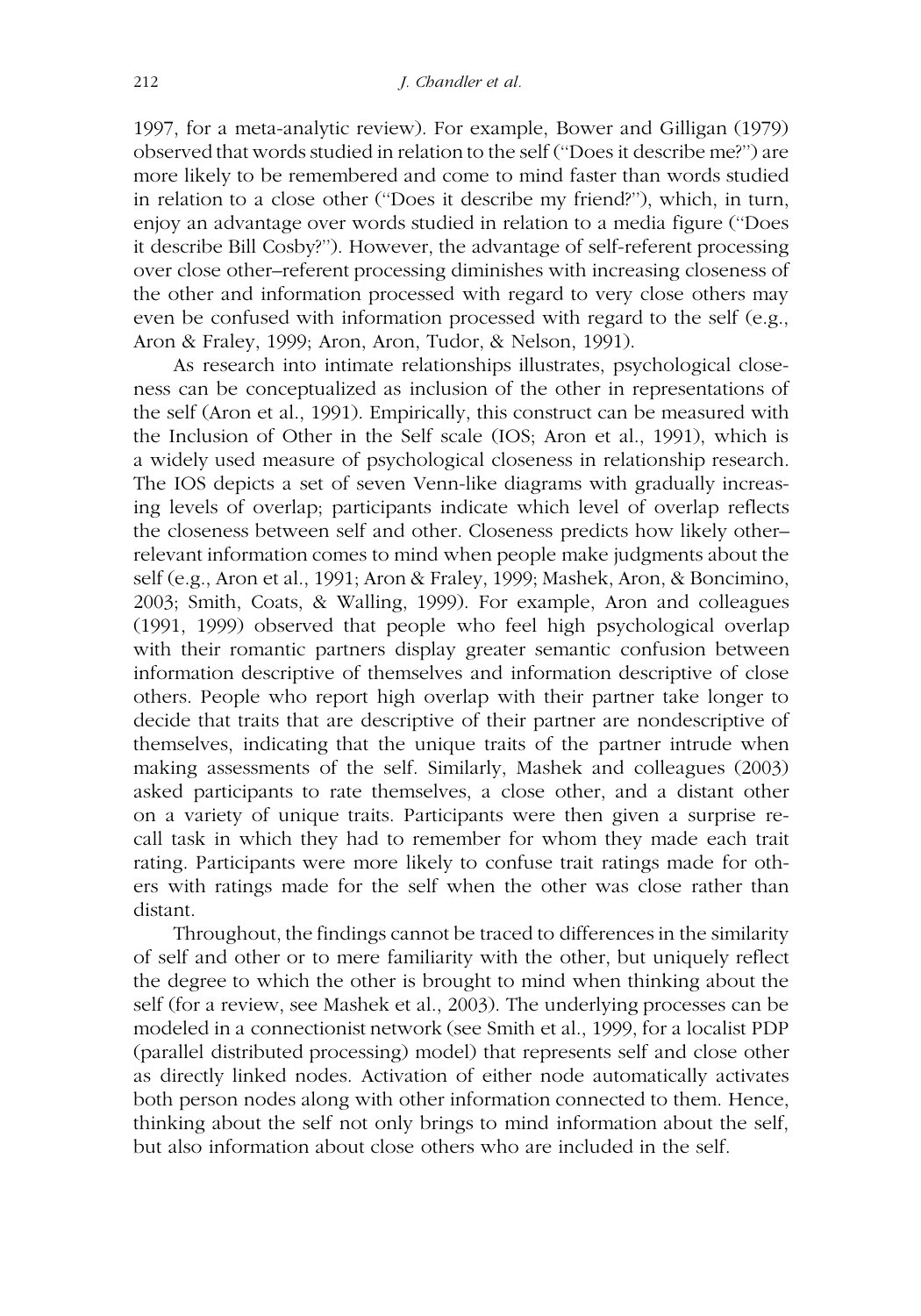1997, for a meta-analytic review). For example, Bower and Gilligan (1979) observed that words studied in relation to the self ("Does it describe me?") are more likely to be remembered and come to mind faster than words studied in relation to a close other ("Does it describe my friend?"), which, in turn, enjoy an advantage over words studied in relation to a media figure ("Does it describe Bill Cosby?"). However, the advantage of self-referent processing over close other–referent processing diminishes with increasing closeness of the other and information processed with regard to very close others may even be confused with information processed with regard to the self (e.g., Aron & Fraley, 1999; Aron, Aron, Tudor, & Nelson, 1991).

As research into intimate relationships illustrates, psychological closeness can be conceptualized as inclusion of the other in representations of the self (Aron et al., 1991). Empirically, this construct can be measured with the Inclusion of Other in the Self scale (IOS; Aron et al., 1991), which is a widely used measure of psychological closeness in relationship research. The IOS depicts a set of seven Venn-like diagrams with gradually increasing levels of overlap; participants indicate which level of overlap reflects the closeness between self and other. Closeness predicts how likely other–relevant information comes to mind when people make judgments about the self (e.g., Aron et al., 1991; Aron & Fraley, 1999; Mashek, Aron, & Boncimino, 2003; Smith, Coats, & Walling, 1999). For example, Aron and colleagues (1991, 1999) observed that people who feel high psychological overlap with their romantic partners display greater semantic confusion between information descriptive of themselves and information descriptive of close others. People who report high overlap with their partner take longer to decide that traits that are descriptive of their partner are nondescriptive of themselves, indicating that the unique traits of the partner intrude when making assessments of the self. Similarly, Mashek and colleagues (2003) asked participants to rate themselves, a close other, and a distant other on a variety of unique traits. Participants were then given a surprise recall task in which they had to remember for whom they made each trait rating. Participants were more likely to confuse trait ratings made for others with ratings made for the self when the other was close rather than distant.

Throughout, the findings cannot be traced to differences in the similarity of self and other or to mere familiarity with the other, but uniquely reflect the degree to which the other is brought to mind when thinking about the self (for a review, see Mashek et al., 2003). The underlying processes can be modeled in a connectionist network (see Smith et al., 1999, for a localist PDP (parallel distributed processing) model) that represents self and close other as directly linked nodes. Activation of either node automatically activates both person nodes along with other information connected to them. Hence, thinking about the self not only brings to mind information about the self, but also information about close others who are included in the self.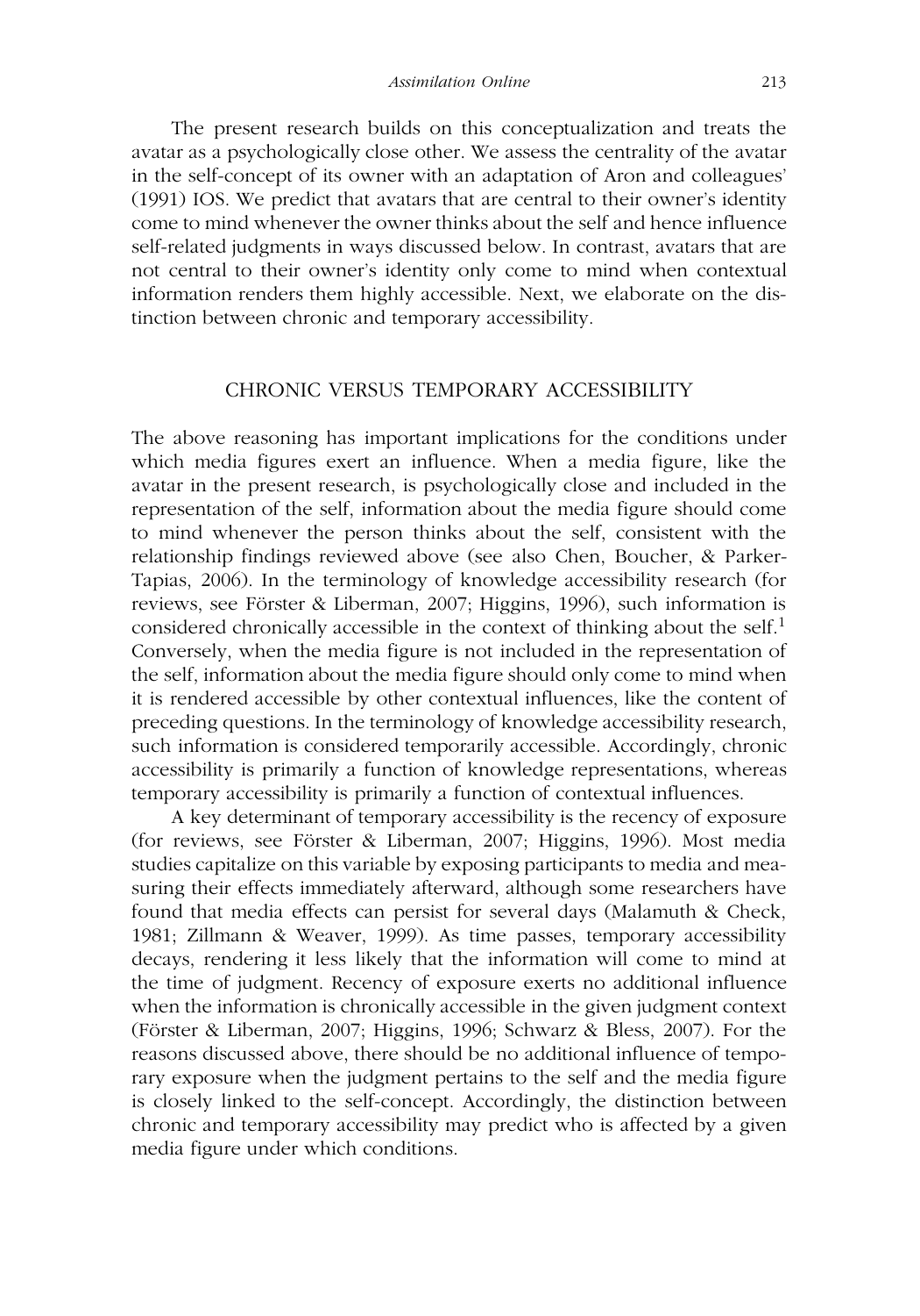The present research builds on this conceptualization and treats the avatar as a psychologically close other. We assess the centrality of the avatar in the self-concept of its owner with an adaptation of Aron and colleagues' (1991) IOS. We predict that avatars that are central to their owner's identity come to mind whenever the owner thinks about the self and hence influence self-related judgments in ways discussed below. In contrast, avatars that are not central to their owner's identity only come to mind when contextual information renders them highly accessible. Next, we elaborate on the distinction between chronic and temporary accessibility.

## CHRONIC VERSUS TEMPORARY ACCESSIBILITY

The above reasoning has important implications for the conditions under which media figures exert an influence. When a media figure, like the avatar in the present research, is psychologically close and included in the representation of the self, information about the media figure should come to mind whenever the person thinks about the self, consistent with the relationship findings reviewed above (see also Chen, Boucher, & Parker-Tapias, 2006). In the terminology of knowledge accessibility research (for reviews, see Förster & Liberman, 2007; Higgins, 1996), such information is considered chronically accessible in the context of thinking about the self.[1] Conversely, when the media figure is not included in the representation of the self, information about the media figure should only come to mind when it is rendered accessible by other contextual influences, like the content of preceding questions. In the terminology of knowledge accessibility research, such information is considered temporarily accessible. Accordingly, chronic accessibility is primarily a function of knowledge representations, whereas temporary accessibility is primarily a function of contextual influences.

A key determinant of temporary accessibility is the recency of exposure (for reviews, see Förster & Liberman, 2007; Higgins, 1996). Most media studies capitalize on this variable by exposing participants to media and measuring their effects immediately afterward, although some researchers have found that media effects can persist for several days (Malamuth & Check, 1981; Zillmann & Weaver, 1999). As time passes, temporary accessibility decays, rendering it less likely that the information will come to mind at the time of judgment. Recency of exposure exerts no additional influence when the information is chronically accessible in the given judgment context (Förster & Liberman, 2007; Higgins, 1996; Schwarz & Bless, 2007). For the reasons discussed above, there should be no additional influence of temporary exposure when the judgment pertains to the self and the media figure is closely linked to the self-concept. Accordingly, the distinction between chronic and temporary accessibility may predict who is affected by a given media figure under which conditions.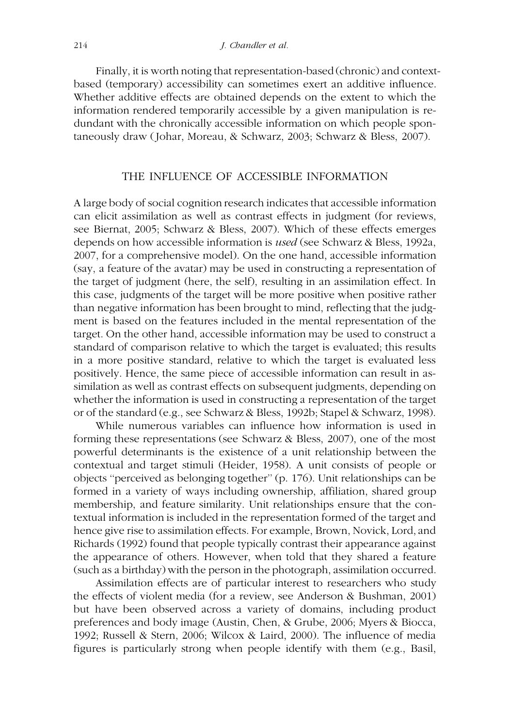Finally, it is worth noting that representation-based (chronic) and context-based (temporary) accessibility can sometimes exert an additive influence. Whether additive effects are obtained depends on the extent to which the information rendered temporarily accessible by a given manipulation is redundant with the chronically accessible information on which people spontaneously draw (Johar, Moreau, & Schwarz, 2003; Schwarz & Bless, 2007).

## THE INFLUENCE OF ACCESSIBLE INFORMATION

A large body of social cognition research indicates that accessible information can elicit assimilation as well as contrast effects in judgment (for reviews, see Biernat, 2005; Schwarz & Bless, 2007). Which of these effects emerges depends on how accessible information is *used* (see Schwarz & Bless, 1992a, 2007, for a comprehensive model). On the one hand, accessible information (say, a feature of the avatar) may be used in constructing a representation of the target of judgment (here, the self), resulting in an assimilation effect. In this case, judgments of the target will be more positive when positive rather than negative information has been brought to mind, reflecting that the judgment is based on the features included in the mental representation of the target. On the other hand, accessible information may be used to construct a standard of comparison relative to which the target is evaluated; this results in a more positive standard, relative to which the target is evaluated less positively. Hence, the same piece of accessible information can result in assimilation as well as contrast effects on subsequent judgments, depending on whether the information is used in constructing a representation of the target or of the standard (e.g., see Schwarz & Bless, 1992b; Stapel & Schwarz, 1998).

While numerous variables can influence how information is used in forming these representations (see Schwarz & Bless, 2007), one of the most powerful determinants is the existence of a unit relationship between the contextual and target stimuli (Heider, 1958). A unit consists of people or objects "perceived as belonging together" (p. 176). Unit relationships can be formed in a variety of ways including ownership, affiliation, shared group membership, and feature similarity. Unit relationships ensure that the contextual information is included in the representation formed of the target and hence give rise to assimilation effects. For example, Brown, Novick, Lord, and Richards (1992) found that people typically contrast their appearance against the appearance of others. However, when told that they shared a feature (such as a birthday) with the person in the photograph, assimilation occurred.

Assimilation effects are of particular interest to researchers who study the effects of violent media (for a review, see Anderson & Bushman, 2001) but have been observed across a variety of domains, including product preferences and body image (Austin, Chen, & Grube, 2006; Myers & Biocca, 1992; Russell & Stern, 2006; Wilcox & Laird, 2000). The influence of media figures is particularly strong when people identify with them (e.g., Basil,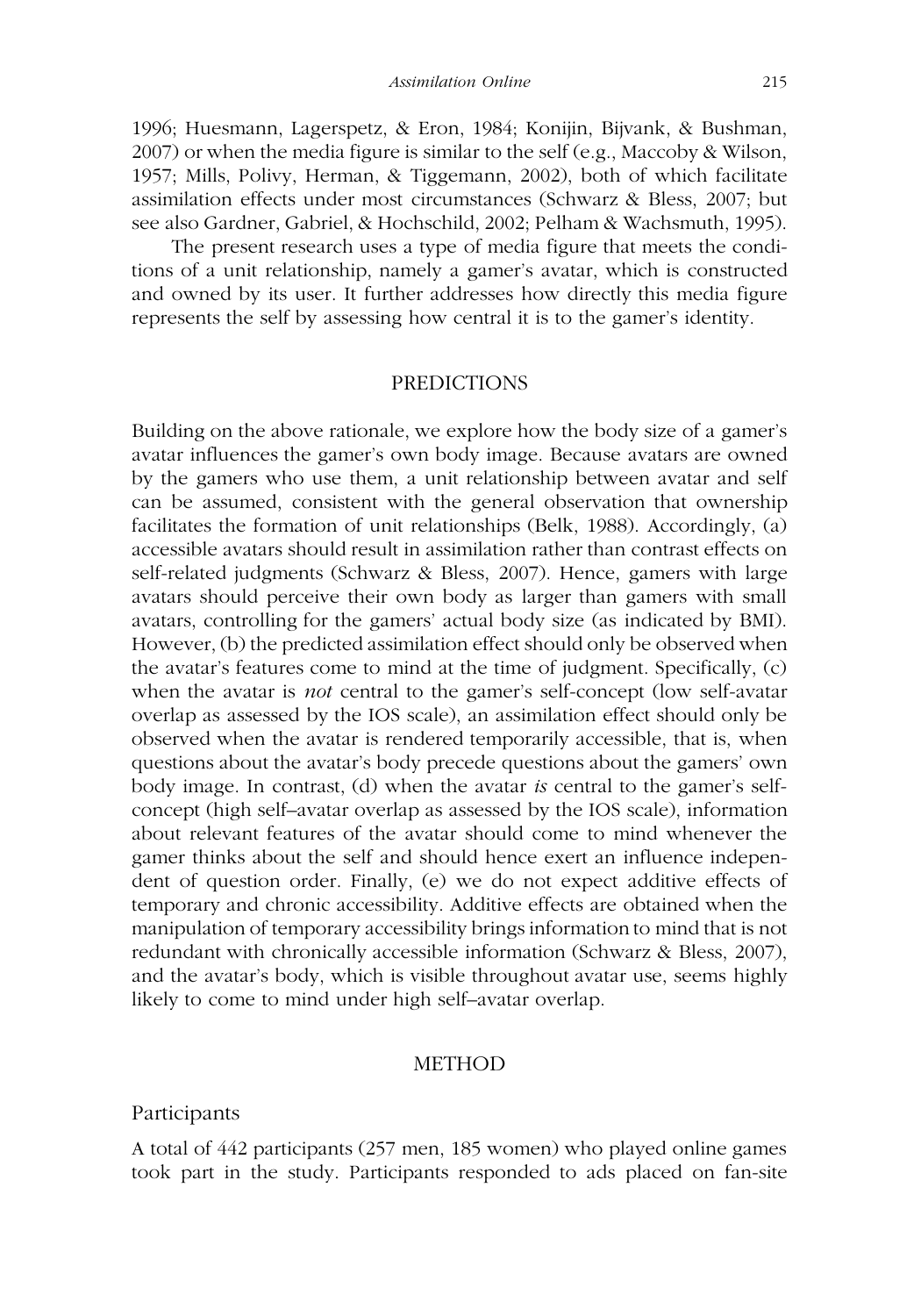1996; Huesmann, Lagerspetz, & Eron, 1984; Konijin, Bijvank, & Bushman, 2007) or when the media figure is similar to the self (e.g., Maccoby & Wilson, 1957; Mills, Polivy, Herman, & Tiggemann, 2002), both of which facilitate assimilation effects under most circumstances (Schwarz & Bless, 2007; but see also Gardner, Gabriel, & Hochschild, 2002; Pelham & Wachsmuth, 1995).

The present research uses a type of media figure that meets the conditions of a unit relationship, namely a gamer's avatar, which is constructed and owned by its user. It further addresses how directly this media figure represents the self by assessing how central it is to the gamer's identity.

## PREDICTIONS

Building on the above rationale, we explore how the body size of a gamer's avatar influences the gamer's own body image. Because avatars are owned by the gamers who use them, a unit relationship between avatar and self can be assumed, consistent with the general observation that ownership facilitates the formation of unit relationships (Belk, 1988). Accordingly, (a) accessible avatars should result in assimilation rather than contrast effects on self-related judgments (Schwarz & Bless, 2007). Hence, gamers with large avatars should perceive their own body as larger than gamers with small avatars, controlling for the gamers' actual body size (as indicated by BMI). However, (b) the predicted assimilation effect should only be observed when the avatar's features come to mind at the time of judgment. Specifically, (c) when the avatar is *not* central to the gamer's self-concept (low self-avatar overlap as assessed by the IOS scale), an assimilation effect should only be observed when the avatar is rendered temporarily accessible, that is, when questions about the avatar's body precede questions about the gamers' own body image. In contrast, (d) when the avatar *is* central to the gamer's self-concept (high self–avatar overlap as assessed by the IOS scale), information about relevant features of the avatar should come to mind whenever the gamer thinks about the self and should hence exert an influence independent of question order. Finally, (e) we do not expect additive effects of temporary and chronic accessibility. Additive effects are obtained when the manipulation of temporary accessibility brings information to mind that is not redundant with chronically accessible information (Schwarz & Bless, 2007), and the avatar's body, which is visible throughout avatar use, seems highly likely to come to mind under high self–avatar overlap.

## METHOD

### Participants

A total of 442 participants (257 men, 185 women) who played online games took part in the study. Participants responded to ads placed on fan-site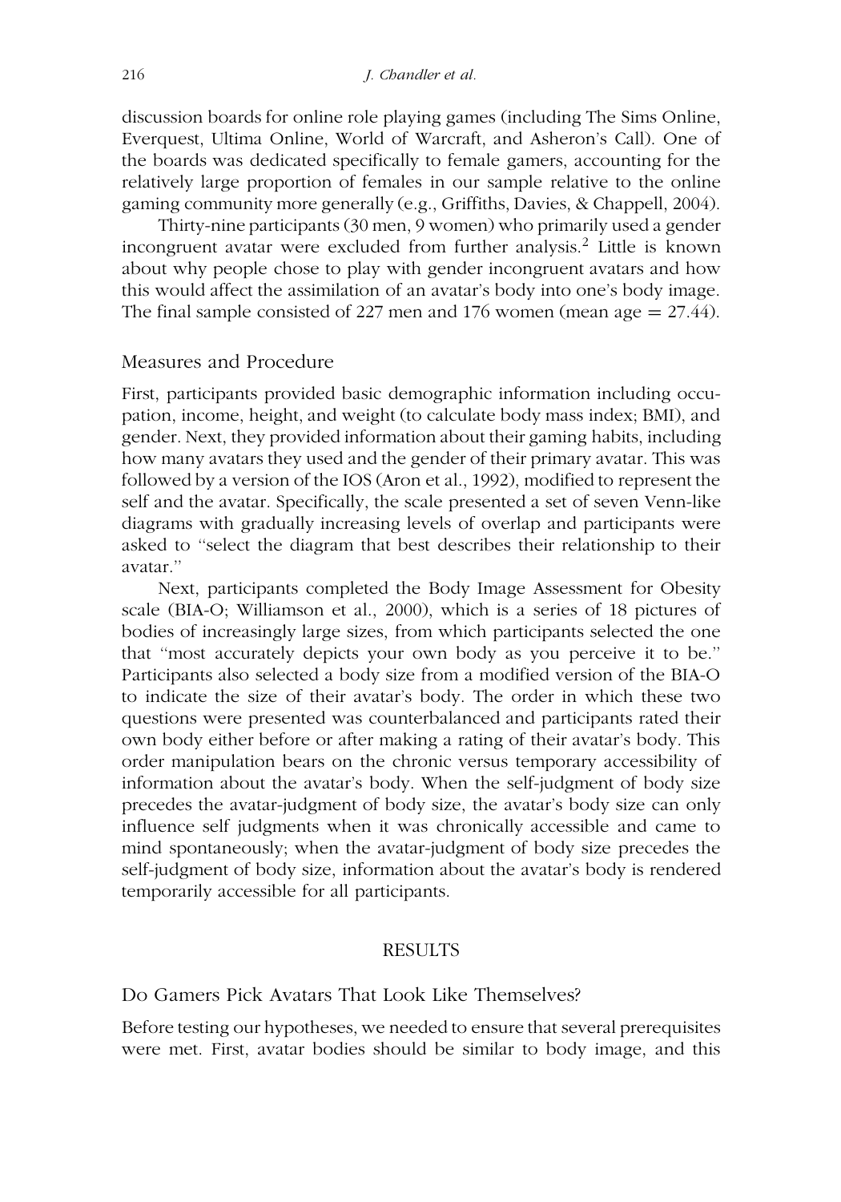discussion boards for online role playing games (including The Sims Online, Everquest, Ultima Online, World of Warcraft, and Asheron's Call). One of the boards was dedicated specifically to female gamers, accounting for the relatively large proportion of females in our sample relative to the online gaming community more generally (e.g., Griffiths, Davies, & Chappell, 2004).

Thirty-nine participants (30 men, 9 women) who primarily used a gender incongruent avatar were excluded from further analysis.[2] Little is known about why people chose to play with gender incongruent avatars and how this would affect the assimilation of an avatar's body into one's body image. The final sample consisted of 227 men and 176 women (mean age = 27.44).

## Measures and Procedure

First, participants provided basic demographic information including occupation, income, height, and weight (to calculate body mass index; BMI), and gender. Next, they provided information about their gaming habits, including how many avatars they used and the gender of their primary avatar. This was followed by a version of the IOS (Aron et al., 1992), modified to represent the self and the avatar. Specifically, the scale presented a set of seven Venn-like diagrams with gradually increasing levels of overlap and participants were asked to "select the diagram that best describes their relationship to their avatar."

Next, participants completed the Body Image Assessment for Obesity scale (BIA-O; Williamson et al., 2000), which is a series of 18 pictures of bodies of increasingly large sizes, from which participants selected the one that "most accurately depicts your own body as you perceive it to be." Participants also selected a body size from a modified version of the BIA-O to indicate the size of their avatar's body. The order in which these two questions were presented was counterbalanced and participants rated their own body either before or after making a rating of their avatar's body. This order manipulation bears on the chronic versus temporary accessibility of information about the avatar's body. When the self-judgment of body size precedes the avatar-judgment of body size, the avatar's body size can only influence self judgments when it was chronically accessible and came to mind spontaneously; when the avatar-judgment of body size precedes the self-judgment of body size, information about the avatar's body is rendered temporarily accessible for all participants.

# RESULTS

## Do Gamers Pick Avatars That Look Like Themselves?

Before testing our hypotheses, we needed to ensure that several prerequisites were met. First, avatar bodies should be similar to body image, and this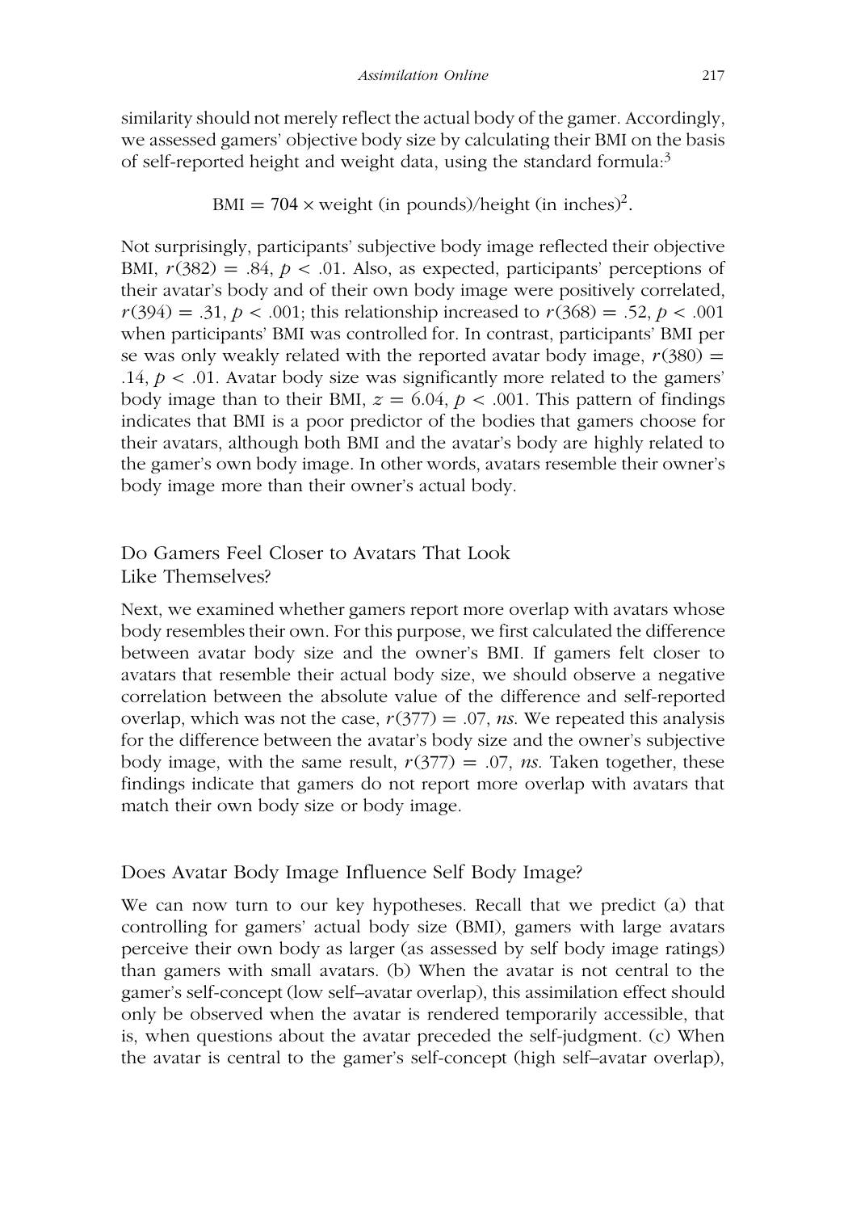similarity should not merely reflect the actual body of the gamer. Accordingly, we assessed gamers' objective body size by calculating their BMI on the basis of self-reported height and weight data, using the standard formula:[3]

$$\text{BMI} = 704 \times \text{weight (in pounds)/height (in inches)}^2.$$

Not surprisingly, participants' subjective body image reflected their objective BMI, $r(382) = .84$, $p < .01$. Also, as expected, participants' perceptions of their avatar's body and of their own body image were positively correlated, $r(394) = .31$, $p < .001$; this relationship increased to $r(368) = .52$, $p < .001$ when participants' BMI was controlled for. In contrast, participants' BMI per se was only weakly related with the reported avatar body image, $r(380) = .14$, $p < .01$. Avatar body size was significantly more related to the gamers' body image than to their BMI, $z = 6.04$, $p < .001$. This pattern of findings indicates that BMI is a poor predictor of the bodies that gamers choose for their avatars, although both BMI and the avatar's body are highly related to the gamer's own body image. In other words, avatars resemble their owner's body image more than their owner's actual body.

## Do Gamers Feel Closer to Avatars That Look Like Themselves?

Next, we examined whether gamers report more overlap with avatars whose body resembles their own. For this purpose, we first calculated the difference between avatar body size and the owner's BMI. If gamers felt closer to avatars that resemble their actual body size, we should observe a negative correlation between the absolute value of the difference and self-reported overlap, which was not the case, $r(377) = .07$, *ns*. We repeated this analysis for the difference between the avatar's body size and the owner's subjective body image, with the same result, $r(377) = .07$, *ns*. Taken together, these findings indicate that gamers do not report more overlap with avatars that match their own body size or body image.

## Does Avatar Body Image Influence Self Body Image?

We can now turn to our key hypotheses. Recall that we predict (a) that controlling for gamers' actual body size (BMI), gamers with large avatars perceive their own body as larger (as assessed by self body image ratings) than gamers with small avatars. (b) When the avatar is not central to the gamer's self-concept (low self–avatar overlap), this assimilation effect should only be observed when the avatar is rendered temporarily accessible, that is, when questions about the avatar preceded the self-judgment. (c) When the avatar is central to the gamer's self-concept (high self–avatar overlap),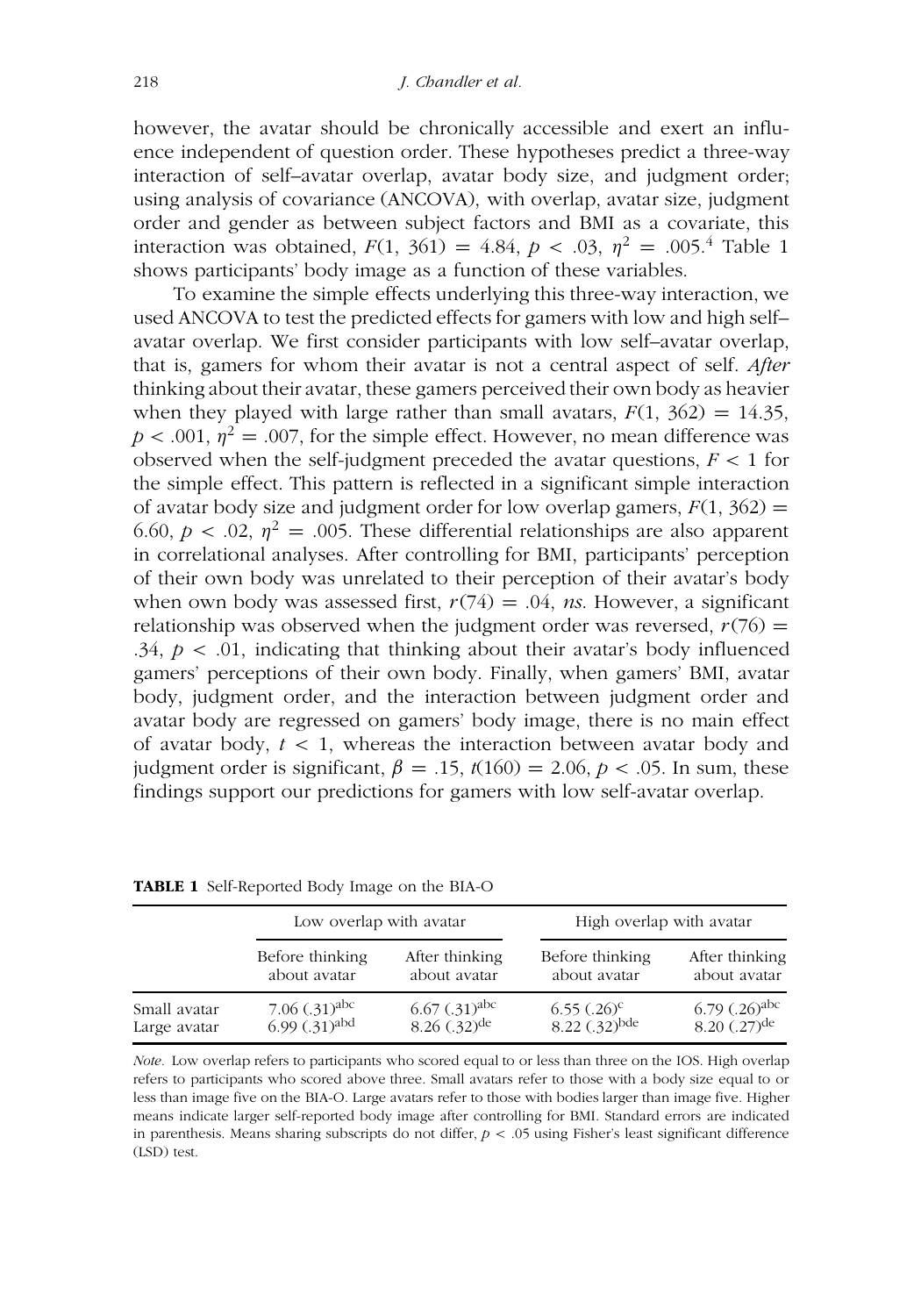however, the avatar should be chronically accessible and exert an influence independent of question order. These hypotheses predict a three-way interaction of self–avatar overlap, avatar body size, and judgment order; using analysis of covariance (ANCOVA), with overlap, avatar size, judgment order and gender as between subject factors and BMI as a covariate, this interaction was obtained, $F(1, 361) = 4.84$, $p < .03$, $\eta^2 = .005$.[4] Table 1 shows participants' body image as a function of these variables.

To examine the simple effects underlying this three-way interaction, we used ANCOVA to test the predicted effects for gamers with low and high self–avatar overlap. We first consider participants with low self–avatar overlap, that is, gamers for whom their avatar is not a central aspect of self. *After* thinking about their avatar, these gamers perceived their own body as heavier when they played with large rather than small avatars, $F(1, 362) = 14.35$, $p < .001$, $\eta^2 = .007$, for the simple effect. However, no mean difference was observed when the self-judgment preceded the avatar questions, $F < 1$ for the simple effect. This pattern is reflected in a significant simple interaction of avatar body size and judgment order for low overlap gamers, $F(1, 362) = 6.60$, $p < .02$, $\eta^2 = .005$. These differential relationships are also apparent in correlational analyses. After controlling for BMI, participants' perception of their own body was unrelated to their perception of their avatar's body when own body was assessed first, $r(74) = .04$, *ns*. However, a significant relationship was observed when the judgment order was reversed, $r(76) = .34$, $p < .01$, indicating that thinking about their avatar's body influenced gamers' perceptions of their own body. Finally, when gamers' BMI, avatar body, judgment order, and the interaction between judgment order and avatar body are regressed on gamers' body image, there is no main effect of avatar body, $t < 1$, whereas the interaction between avatar body and judgment order is significant, $\beta = .15$, $t(160) = 2.06$, $p < .05$. In sum, these findings support our predictions for gamers with low self-avatar overlap.

**TABLE 1** Self-Reported Body Image on the BIA-O

| | Low overlap with avatar | | High overlap with avatar | |
|---|---|---|---|---|
| | Before thinking about avatar | After thinking about avatar | Before thinking about avatar | After thinking about avatar |
| Small avatar | 7.06 (.31)$^{abc}$ | 6.67 (.31)$^{abc}$ | 6.55 (.26)$^{c}$ | 6.79 (.26)$^{abc}$ |
| Large avatar | 6.99 (.31)$^{abd}$ | 8.26 (.32)$^{de}$ | 8.22 (.32)$^{bde}$ | 8.20 (.27)$^{de}$ |

*Note.* Low overlap refers to participants who scored equal to or less than three on the IOS. High overlap refers to participants who scored above three. Small avatars refer to those with a body size equal to or less than image five on the BIA-O. Large avatars refer to those with bodies larger than image five. Higher means indicate larger self-reported body image after controlling for BMI. Standard errors are indicated in parenthesis. Means sharing subscripts do not differ, $p < .05$ using Fisher's least significant difference (LSD) test.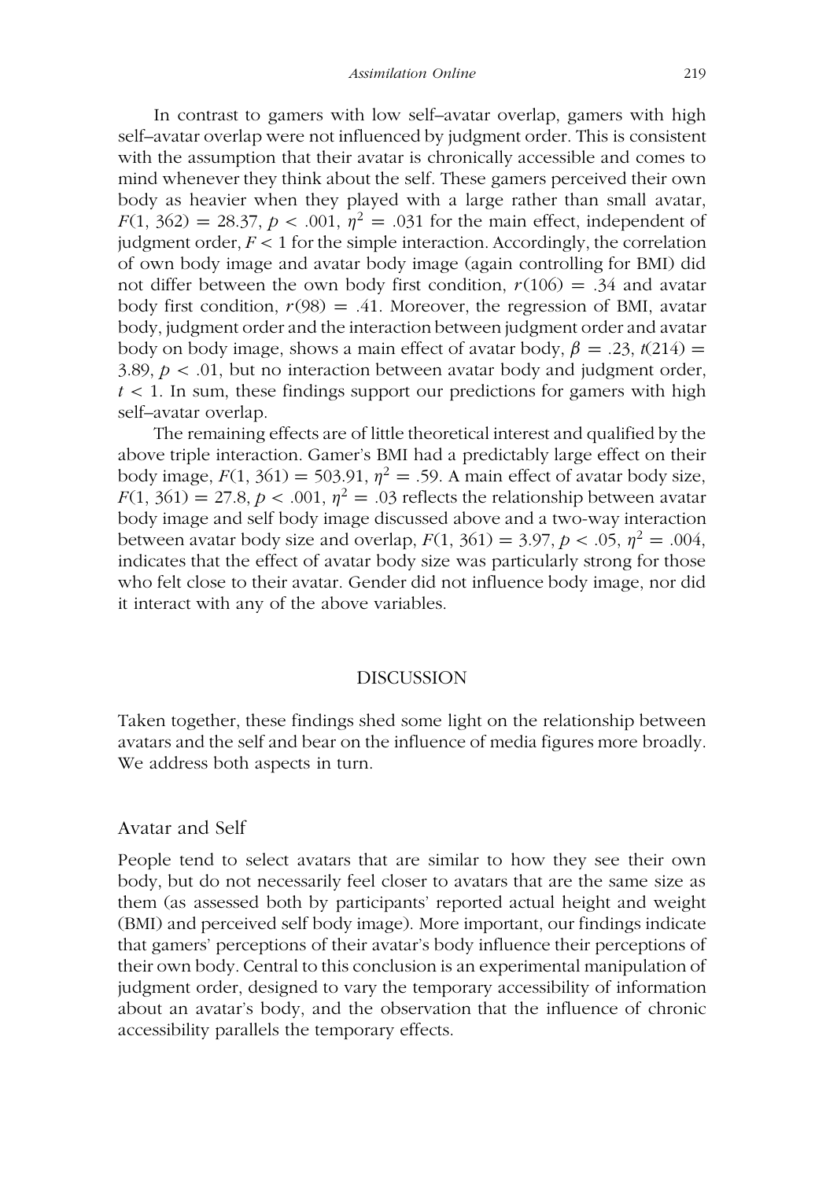In contrast to gamers with low self–avatar overlap, gamers with high self–avatar overlap were not influenced by judgment order. This is consistent with the assumption that their avatar is chronically accessible and comes to mind whenever they think about the self. These gamers perceived their own body as heavier when they played with a large rather than small avatar, $F(1, 362) = 28.37$, $p < .001$, $\eta^2 = .031$ for the main effect, independent of judgment order, $F < 1$ for the simple interaction. Accordingly, the correlation of own body image and avatar body image (again controlling for BMI) did not differ between the own body first condition, $r(106) = .34$ and avatar body first condition, $r(98) = .41$. Moreover, the regression of BMI, avatar body, judgment order and the interaction between judgment order and avatar body on body image, shows a main effect of avatar body, $\beta = .23$, $t(214) = 3.89$, $p < .01$, but no interaction between avatar body and judgment order, $t < 1$. In sum, these findings support our predictions for gamers with high self–avatar overlap.

The remaining effects are of little theoretical interest and qualified by the above triple interaction. Gamer's BMI had a predictably large effect on their body image, $F(1, 361) = 503.91$, $\eta^2 = .59$. A main effect of avatar body size, $F(1, 361) = 27.8$, $p < .001$, $\eta^2 = .03$ reflects the relationship between avatar body image and self body image discussed above and a two-way interaction between avatar body size and overlap, $F(1, 361) = 3.97$, $p < .05$, $\eta^2 = .004$, indicates that the effect of avatar body size was particularly strong for those who felt close to their avatar. Gender did not influence body image, nor did it interact with any of the above variables.

## DISCUSSION

Taken together, these findings shed some light on the relationship between avatars and the self and bear on the influence of media figures more broadly. We address both aspects in turn.

### Avatar and Self

People tend to select avatars that are similar to how they see their own body, but do not necessarily feel closer to avatars that are the same size as them (as assessed both by participants' reported actual height and weight (BMI) and perceived self body image). More important, our findings indicate that gamers' perceptions of their avatar's body influence their perceptions of their own body. Central to this conclusion is an experimental manipulation of judgment order, designed to vary the temporary accessibility of information about an avatar's body, and the observation that the influence of chronic accessibility parallels the temporary effects.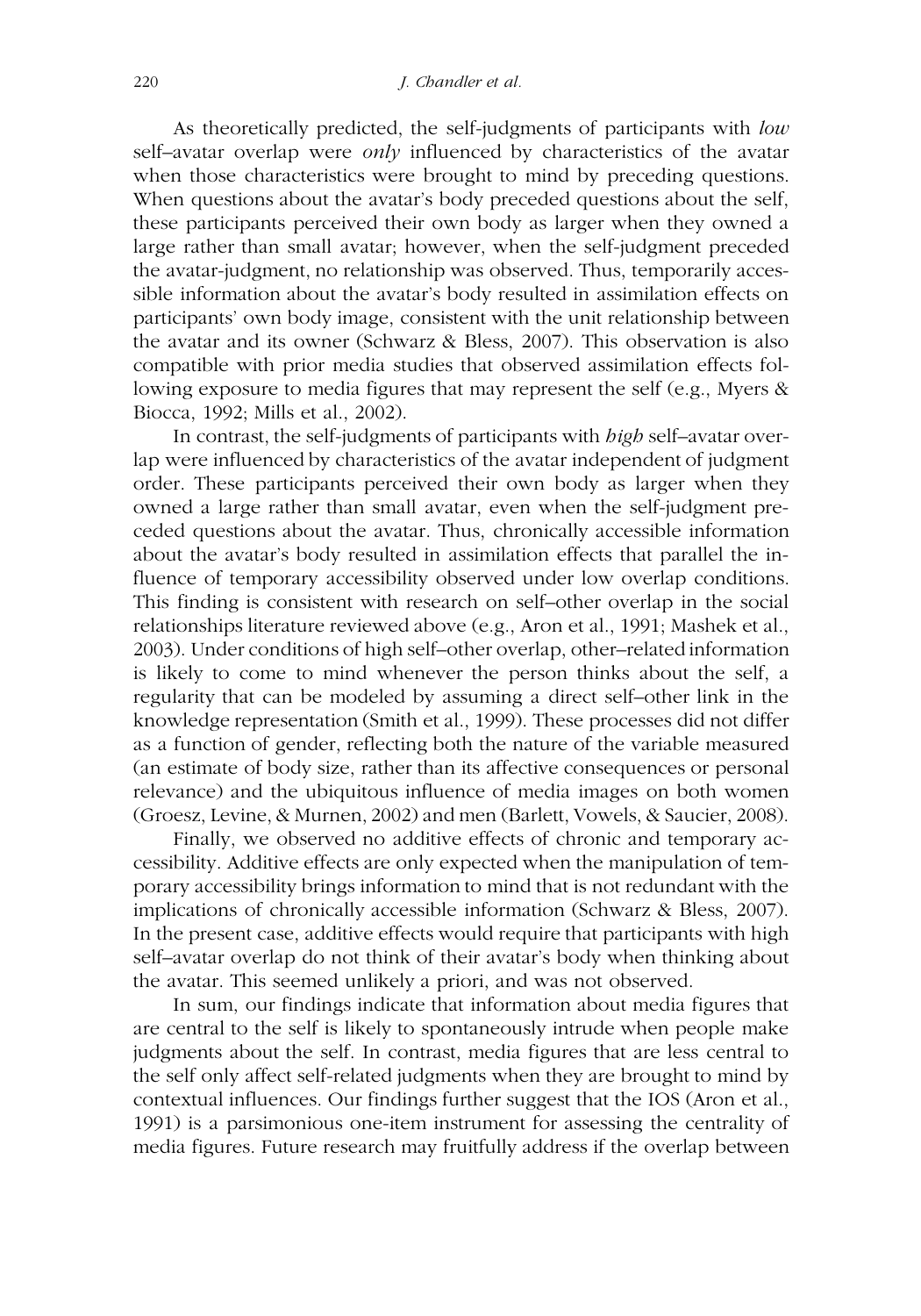As theoretically predicted, the self-judgments of participants with *low* self–avatar overlap were *only* influenced by characteristics of the avatar when those characteristics were brought to mind by preceding questions. When questions about the avatar's body preceded questions about the self, these participants perceived their own body as larger when they owned a large rather than small avatar; however, when the self-judgment preceded the avatar-judgment, no relationship was observed. Thus, temporarily accessible information about the avatar's body resulted in assimilation effects on participants' own body image, consistent with the unit relationship between the avatar and its owner (Schwarz & Bless, 2007). This observation is also compatible with prior media studies that observed assimilation effects following exposure to media figures that may represent the self (e.g., Myers & Biocca, 1992; Mills et al., 2002).

In contrast, the self-judgments of participants with *high* self–avatar overlap were influenced by characteristics of the avatar independent of judgment order. These participants perceived their own body as larger when they owned a large rather than small avatar, even when the self-judgment preceded questions about the avatar. Thus, chronically accessible information about the avatar's body resulted in assimilation effects that parallel the influence of temporary accessibility observed under low overlap conditions. This finding is consistent with research on self–other overlap in the social relationships literature reviewed above (e.g., Aron et al., 1991; Mashek et al., 2003). Under conditions of high self–other overlap, other–related information is likely to come to mind whenever the person thinks about the self, a regularity that can be modeled by assuming a direct self–other link in the knowledge representation (Smith et al., 1999). These processes did not differ as a function of gender, reflecting both the nature of the variable measured (an estimate of body size, rather than its affective consequences or personal relevance) and the ubiquitous influence of media images on both women (Groesz, Levine, & Murnen, 2002) and men (Barlett, Vowels, & Saucier, 2008).

Finally, we observed no additive effects of chronic and temporary accessibility. Additive effects are only expected when the manipulation of temporary accessibility brings information to mind that is not redundant with the implications of chronically accessible information (Schwarz & Bless, 2007). In the present case, additive effects would require that participants with high self–avatar overlap do not think of their avatar's body when thinking about the avatar. This seemed unlikely a priori, and was not observed.

In sum, our findings indicate that information about media figures that are central to the self is likely to spontaneously intrude when people make judgments about the self. In contrast, media figures that are less central to the self only affect self-related judgments when they are brought to mind by contextual influences. Our findings further suggest that the IOS (Aron et al., 1991) is a parsimonious one-item instrument for assessing the centrality of media figures. Future research may fruitfully address if the overlap between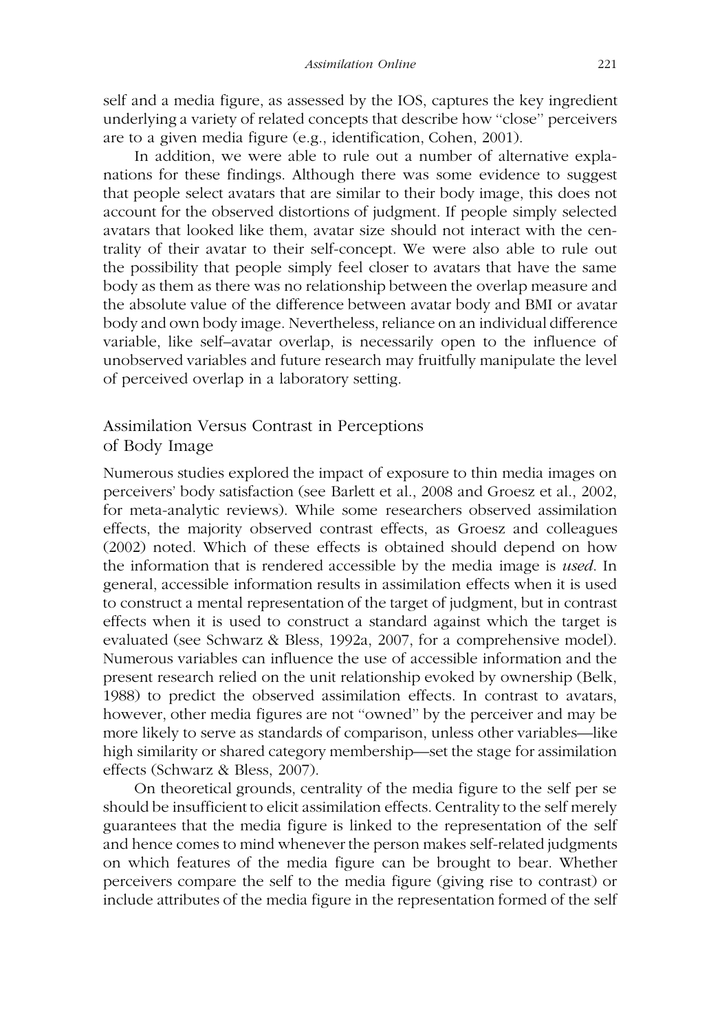self and a media figure, as assessed by the IOS, captures the key ingredient underlying a variety of related concepts that describe how "close" perceivers are to a given media figure (e.g., identification, Cohen, 2001).

In addition, we were able to rule out a number of alternative explanations for these findings. Although there was some evidence to suggest that people select avatars that are similar to their body image, this does not account for the observed distortions of judgment. If people simply selected avatars that looked like them, avatar size should not interact with the centrality of their avatar to their self-concept. We were also able to rule out the possibility that people simply feel closer to avatars that have the same body as them as there was no relationship between the overlap measure and the absolute value of the difference between avatar body and BMI or avatar body and own body image. Nevertheless, reliance on an individual difference variable, like self–avatar overlap, is necessarily open to the influence of unobserved variables and future research may fruitfully manipulate the level of perceived overlap in a laboratory setting.

## Assimilation Versus Contrast in Perceptions of Body Image

Numerous studies explored the impact of exposure to thin media images on perceivers' body satisfaction (see Barlett et al., 2008 and Groesz et al., 2002, for meta-analytic reviews). While some researchers observed assimilation effects, the majority observed contrast effects, as Groesz and colleagues (2002) noted. Which of these effects is obtained should depend on how the information that is rendered accessible by the media image is *used*. In general, accessible information results in assimilation effects when it is used to construct a mental representation of the target of judgment, but in contrast effects when it is used to construct a standard against which the target is evaluated (see Schwarz & Bless, 1992a, 2007, for a comprehensive model). Numerous variables can influence the use of accessible information and the present research relied on the unit relationship evoked by ownership (Belk, 1988) to predict the observed assimilation effects. In contrast to avatars, however, other media figures are not "owned" by the perceiver and may be more likely to serve as standards of comparison, unless other variables—like high similarity or shared category membership—set the stage for assimilation effects (Schwarz & Bless, 2007).

On theoretical grounds, centrality of the media figure to the self per se should be insufficient to elicit assimilation effects. Centrality to the self merely guarantees that the media figure is linked to the representation of the self and hence comes to mind whenever the person makes self-related judgments on which features of the media figure can be brought to bear. Whether perceivers compare the self to the media figure (giving rise to contrast) or include attributes of the media figure in the representation formed of the self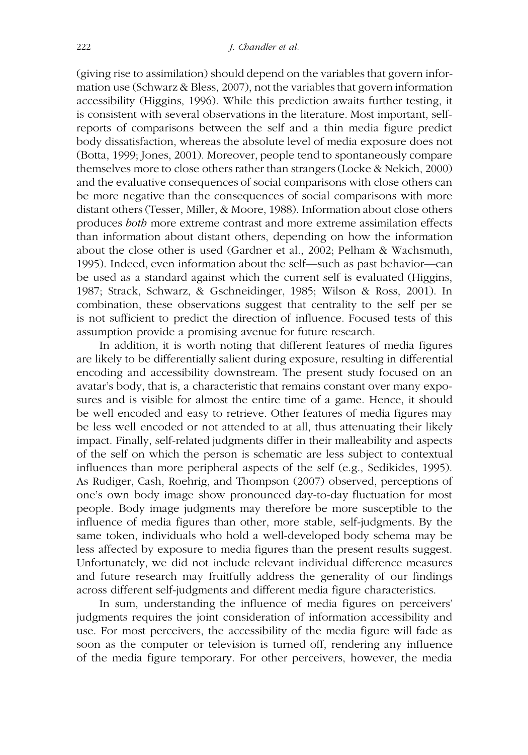(giving rise to assimilation) should depend on the variables that govern information use (Schwarz & Bless, 2007), not the variables that govern information accessibility (Higgins, 1996). While this prediction awaits further testing, it is consistent with several observations in the literature. Most important, self-reports of comparisons between the self and a thin media figure predict body dissatisfaction, whereas the absolute level of media exposure does not (Botta, 1999; Jones, 2001). Moreover, people tend to spontaneously compare themselves more to close others rather than strangers (Locke & Nekich, 2000) and the evaluative consequences of social comparisons with close others can be more negative than the consequences of social comparisons with more distant others (Tesser, Miller, & Moore, 1988). Information about close others produces *both* more extreme contrast and more extreme assimilation effects than information about distant others, depending on how the information about the close other is used (Gardner et al., 2002; Pelham & Wachsmuth, 1995). Indeed, even information about the self—such as past behavior—can be used as a standard against which the current self is evaluated (Higgins, 1987; Strack, Schwarz, & Gschneidinger, 1985; Wilson & Ross, 2001). In combination, these observations suggest that centrality to the self per se is not sufficient to predict the direction of influence. Focused tests of this assumption provide a promising avenue for future research.

In addition, it is worth noting that different features of media figures are likely to be differentially salient during exposure, resulting in differential encoding and accessibility downstream. The present study focused on an avatar's body, that is, a characteristic that remains constant over many exposures and is visible for almost the entire time of a game. Hence, it should be well encoded and easy to retrieve. Other features of media figures may be less well encoded or not attended to at all, thus attenuating their likely impact. Finally, self-related judgments differ in their malleability and aspects of the self on which the person is schematic are less subject to contextual influences than more peripheral aspects of the self (e.g., Sedikides, 1995). As Rudiger, Cash, Roehrig, and Thompson (2007) observed, perceptions of one's own body image show pronounced day-to-day fluctuation for most people. Body image judgments may therefore be more susceptible to the influence of media figures than other, more stable, self-judgments. By the same token, individuals who hold a well-developed body schema may be less affected by exposure to media figures than the present results suggest. Unfortunately, we did not include relevant individual difference measures and future research may fruitfully address the generality of our findings across different self-judgments and different media figure characteristics.

In sum, understanding the influence of media figures on perceivers' judgments requires the joint consideration of information accessibility and use. For most perceivers, the accessibility of the media figure will fade as soon as the computer or television is turned off, rendering any influence of the media figure temporary. For other perceivers, however, the media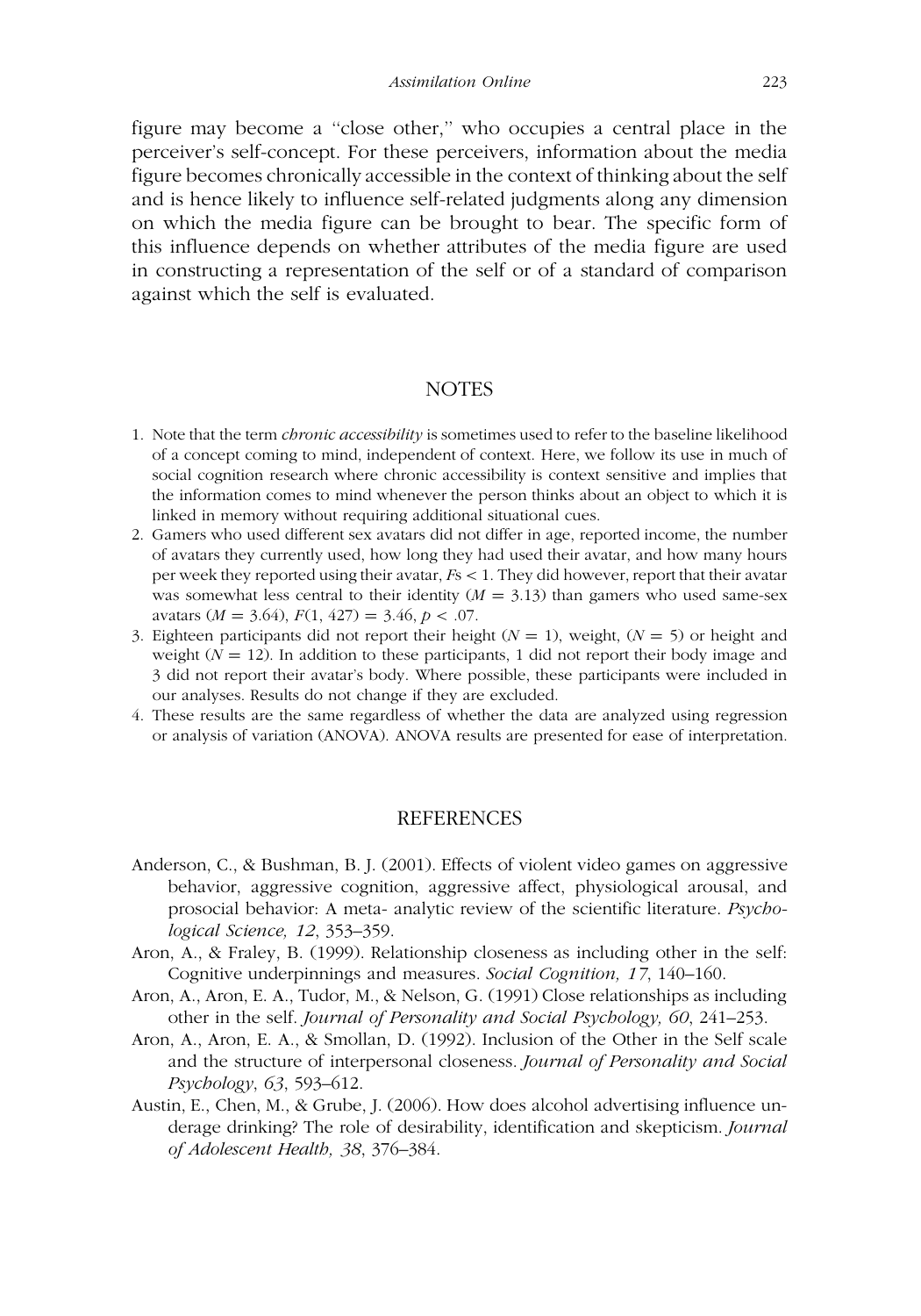figure may become a ''close other,'' who occupies a central place in the perceiver's self-concept. For these perceivers, information about the media figure becomes chronically accessible in the context of thinking about the self and is hence likely to influence self-related judgments along any dimension on which the media figure can be brought to bear. The specific form of this influence depends on whether attributes of the media figure are used in constructing a representation of the self or of a standard of comparison against which the self is evaluated.

## NOTES

1. Note that the term *chronic accessibility* is sometimes used to refer to the baseline likelihood of a concept coming to mind, independent of context. Here, we follow its use in much of social cognition research where chronic accessibility is context sensitive and implies that the information comes to mind whenever the person thinks about an object to which it is linked in memory without requiring additional situational cues.
2. Gamers who used different sex avatars did not differ in age, reported income, the number of avatars they currently used, how long they had used their avatar, and how many hours per week they reported using their avatar, $F$s $< 1$. They did however, report that their avatar was somewhat less central to their identity ($M = 3.13$) than gamers who used same-sex avatars ($M = 3.64$), $F(1, 427) = 3.46$, $p < .07$.
3. Eighteen participants did not report their height ($N = 1$), weight, ($N = 5$) or height and weight ($N = 12$). In addition to these participants, 1 did not report their body image and 3 did not report their avatar's body. Where possible, these participants were included in our analyses. Results do not change if they are excluded.
4. These results are the same regardless of whether the data are analyzed using regression or analysis of variation (ANOVA). ANOVA results are presented for ease of interpretation.

## REFERENCES

Anderson, C., & Bushman, B. J. (2001). Effects of violent video games on aggressive behavior, aggressive cognition, aggressive affect, physiological arousal, and prosocial behavior: A meta- analytic review of the scientific literature. *Psychological Science, 12*, 353–359.

Aron, A., & Fraley, B. (1999). Relationship closeness as including other in the self: Cognitive underpinnings and measures. *Social Cognition, 17*, 140–160.

Aron, A., Aron, E. A., Tudor, M., & Nelson, G. (1991) Close relationships as including other in the self. *Journal of Personality and Social Psychology, 60*, 241–253.

Aron, A., Aron, E. A., & Smollan, D. (1992). Inclusion of the Other in the Self scale and the structure of interpersonal closeness. *Journal of Personality and Social Psychology, 63*, 593–612.

Austin, E., Chen, M., & Grube, J. (2006). How does alcohol advertising influence underage drinking? The role of desirability, identification and skepticism. *Journal of Adolescent Health, 38*, 376–384.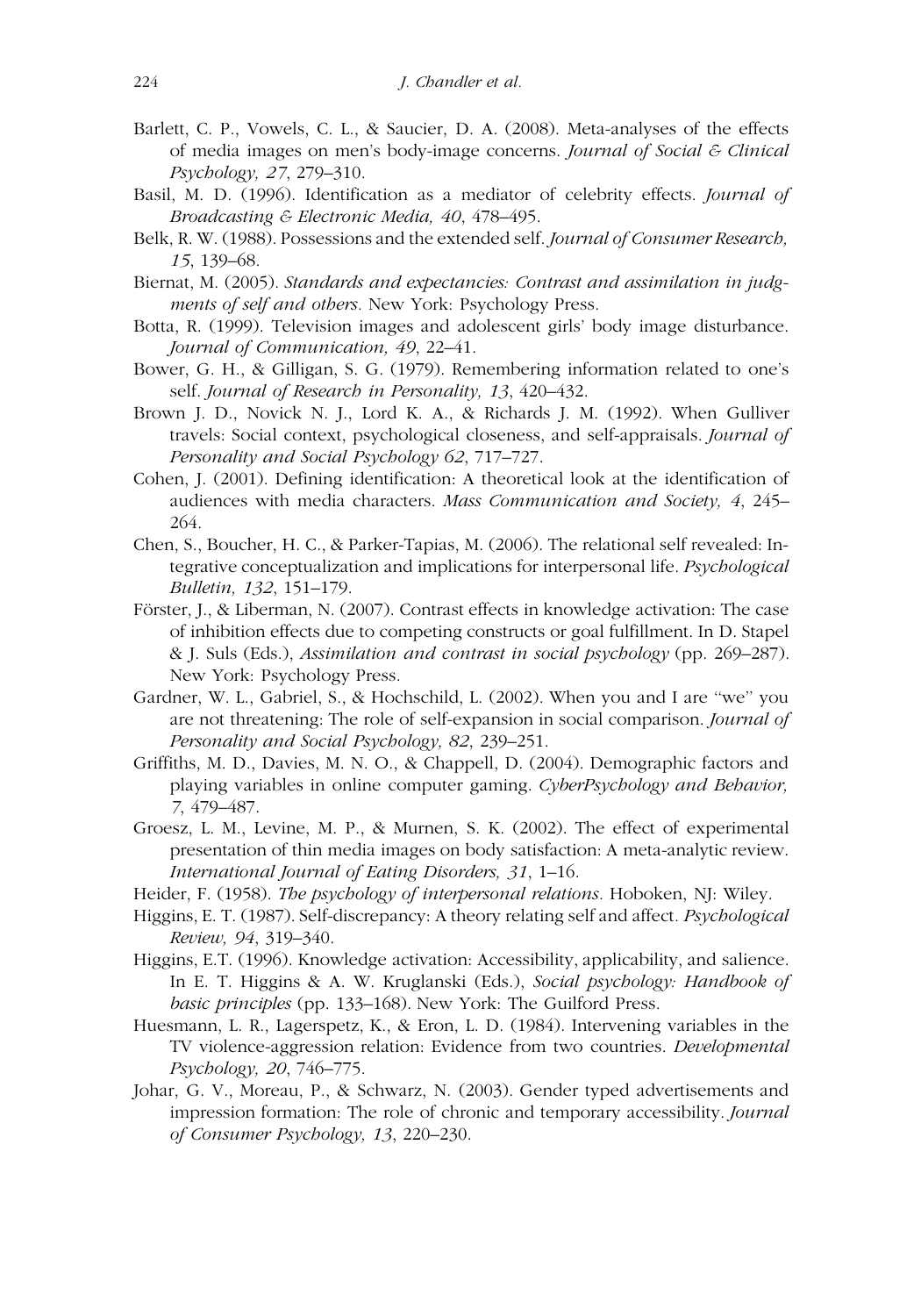Barlett, C. P., Vowels, C. L., & Saucier, D. A. (2008). Meta-analyses of the effects of media images on men's body-image concerns. *Journal of Social & Clinical Psychology, 27*, 279–310.

Basil, M. D. (1996). Identification as a mediator of celebrity effects. *Journal of Broadcasting & Electronic Media, 40*, 478–495.

Belk, R. W. (1988). Possessions and the extended self. *Journal of Consumer Research, 15*, 139–68.

Biernat, M. (2005). *Standards and expectancies: Contrast and assimilation in judgments of self and others*. New York: Psychology Press.

Botta, R. (1999). Television images and adolescent girls' body image disturbance. *Journal of Communication, 49*, 22–41.

Bower, G. H., & Gilligan, S. G. (1979). Remembering information related to one's self. *Journal of Research in Personality, 13*, 420–432.

Brown J. D., Novick N. J., Lord K. A., & Richards J. M. (1992). When Gulliver travels: Social context, psychological closeness, and self-appraisals. *Journal of Personality and Social Psychology 62*, 717–727.

Cohen, J. (2001). Defining identification: A theoretical look at the identification of audiences with media characters. *Mass Communication and Society, 4*, 245–264.

Chen, S., Boucher, H. C., & Parker-Tapias, M. (2006). The relational self revealed: Integrative conceptualization and implications for interpersonal life. *Psychological Bulletin, 132*, 151–179.

Förster, J., & Liberman, N. (2007). Contrast effects in knowledge activation: The case of inhibition effects due to competing constructs or goal fulfillment. In D. Stapel & J. Suls (Eds.), *Assimilation and contrast in social psychology* (pp. 269–287). New York: Psychology Press.

Gardner, W. L., Gabriel, S., & Hochschild, L. (2002). When you and I are "we" you are not threatening: The role of self-expansion in social comparison. *Journal of Personality and Social Psychology, 82*, 239–251.

Griffiths, M. D., Davies, M. N. O., & Chappell, D. (2004). Demographic factors and playing variables in online computer gaming. *CyberPsychology and Behavior, 7*, 479–487.

Groesz, L. M., Levine, M. P., & Murnen, S. K. (2002). The effect of experimental presentation of thin media images on body satisfaction: A meta-analytic review. *International Journal of Eating Disorders, 31*, 1–16.

Heider, F. (1958). *The psychology of interpersonal relations*. Hoboken, NJ: Wiley.

Higgins, E. T. (1987). Self-discrepancy: A theory relating self and affect. *Psychological Review, 94*, 319–340.

Higgins, E.T. (1996). Knowledge activation: Accessibility, applicability, and salience. In E. T. Higgins & A. W. Kruglanski (Eds.), *Social psychology: Handbook of basic principles* (pp. 133–168). New York: The Guilford Press.

Huesmann, L. R., Lagerspetz, K., & Eron, L. D. (1984). Intervening variables in the TV violence-aggression relation: Evidence from two countries. *Developmental Psychology, 20*, 746–775.

Johar, G. V., Moreau, P., & Schwarz, N. (2003). Gender typed advertisements and impression formation: The role of chronic and temporary accessibility. *Journal of Consumer Psychology, 13*, 220–230.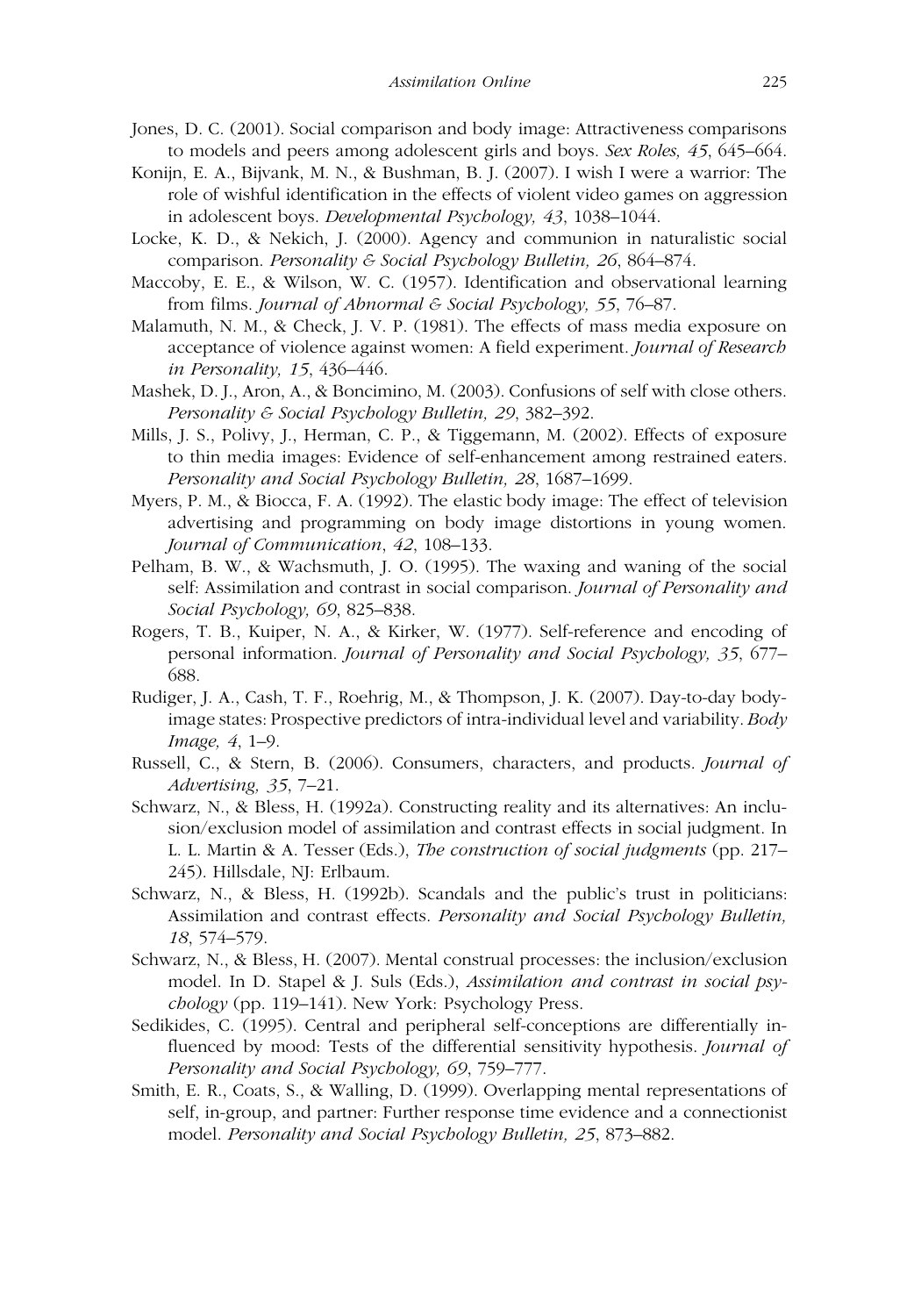Jones, D. C. (2001). Social comparison and body image: Attractiveness comparisons to models and peers among adolescent girls and boys. *Sex Roles, 45*, 645–664.

Konijn, E. A., Bijvank, M. N., & Bushman, B. J. (2007). I wish I were a warrior: The role of wishful identification in the effects of violent video games on aggression in adolescent boys. *Developmental Psychology, 43*, 1038–1044.

Locke, K. D., & Nekich, J. (2000). Agency and communion in naturalistic social comparison. *Personality & Social Psychology Bulletin, 26*, 864–874.

Maccoby, E. E., & Wilson, W. C. (1957). Identification and observational learning from films. *Journal of Abnormal & Social Psychology, 55*, 76–87.

Malamuth, N. M., & Check, J. V. P. (1981). The effects of mass media exposure on acceptance of violence against women: A field experiment. *Journal of Research in Personality, 15*, 436–446.

Mashek, D. J., Aron, A., & Boncimino, M. (2003). Confusions of self with close others. *Personality & Social Psychology Bulletin, 29*, 382–392.

Mills, J. S., Polivy, J., Herman, C. P., & Tiggemann, M. (2002). Effects of exposure to thin media images: Evidence of self-enhancement among restrained eaters. *Personality and Social Psychology Bulletin, 28*, 1687–1699.

Myers, P. M., & Biocca, F. A. (1992). The elastic body image: The effect of television advertising and programming on body image distortions in young women. *Journal of Communication*, *42*, 108–133.

Pelham, B. W., & Wachsmuth, J. O. (1995). The waxing and waning of the social self: Assimilation and contrast in social comparison. *Journal of Personality and Social Psychology, 69*, 825–838.

Rogers, T. B., Kuiper, N. A., & Kirker, W. (1977). Self-reference and encoding of personal information. *Journal of Personality and Social Psychology, 35*, 677–688.

Rudiger, J. A., Cash, T. F., Roehrig, M., & Thompson, J. K. (2007). Day-to-day body-image states: Prospective predictors of intra-individual level and variability. *Body Image, 4*, 1–9.

Russell, C., & Stern, B. (2006). Consumers, characters, and products. *Journal of Advertising, 35*, 7–21.

Schwarz, N., & Bless, H. (1992a). Constructing reality and its alternatives: An inclusion/exclusion model of assimilation and contrast effects in social judgment. In L. L. Martin & A. Tesser (Eds.), *The construction of social judgments* (pp. 217–245). Hillsdale, NJ: Erlbaum.

Schwarz, N., & Bless, H. (1992b). Scandals and the public's trust in politicians: Assimilation and contrast effects. *Personality and Social Psychology Bulletin, 18*, 574–579.

Schwarz, N., & Bless, H. (2007). Mental construal processes: the inclusion/exclusion model. In D. Stapel & J. Suls (Eds.), *Assimilation and contrast in social psychology* (pp. 119–141). New York: Psychology Press.

Sedikides, C. (1995). Central and peripheral self-conceptions are differentially influenced by mood: Tests of the differential sensitivity hypothesis. *Journal of Personality and Social Psychology, 69*, 759–777.

Smith, E. R., Coats, S., & Walling, D. (1999). Overlapping mental representations of self, in-group, and partner: Further response time evidence and a connectionist model. *Personality and Social Psychology Bulletin, 25*, 873–882.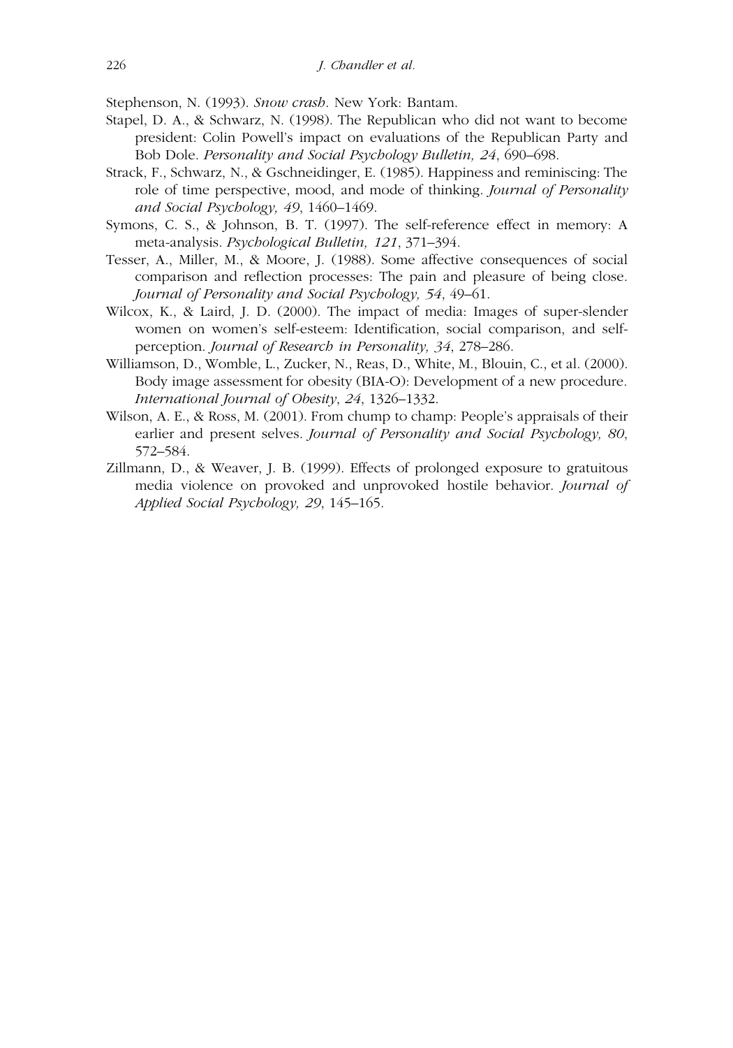Stephenson, N. (1993). *Snow crash*. New York: Bantam.

Stapel, D. A., & Schwarz, N. (1998). The Republican who did not want to become president: Colin Powell's impact on evaluations of the Republican Party and Bob Dole. *Personality and Social Psychology Bulletin, 24*, 690–698.

Strack, F., Schwarz, N., & Gschneidinger, E. (1985). Happiness and reminiscing: The role of time perspective, mood, and mode of thinking. *Journal of Personality and Social Psychology, 49*, 1460–1469.

Symons, C. S., & Johnson, B. T. (1997). The self-reference effect in memory: A meta-analysis. *Psychological Bulletin, 121*, 371–394.

Tesser, A., Miller, M., & Moore, J. (1988). Some affective consequences of social comparison and reflection processes: The pain and pleasure of being close. *Journal of Personality and Social Psychology, 54*, 49–61.

Wilcox, K., & Laird, J. D. (2000). The impact of media: Images of super-slender women on women's self-esteem: Identification, social comparison, and self-perception. *Journal of Research in Personality, 34*, 278–286.

Williamson, D., Womble, L., Zucker, N., Reas, D., White, M., Blouin, C., et al. (2000). Body image assessment for obesity (BIA-O): Development of a new procedure. *International Journal of Obesity*, *24*, 1326–1332.

Wilson, A. E., & Ross, M. (2001). From chump to champ: People's appraisals of their earlier and present selves. *Journal of Personality and Social Psychology, 80*, 572–584.

Zillmann, D., & Weaver, J. B. (1999). Effects of prolonged exposure to gratuitous media violence on provoked and unprovoked hostile behavior. *Journal of Applied Social Psychology, 29*, 145–165.